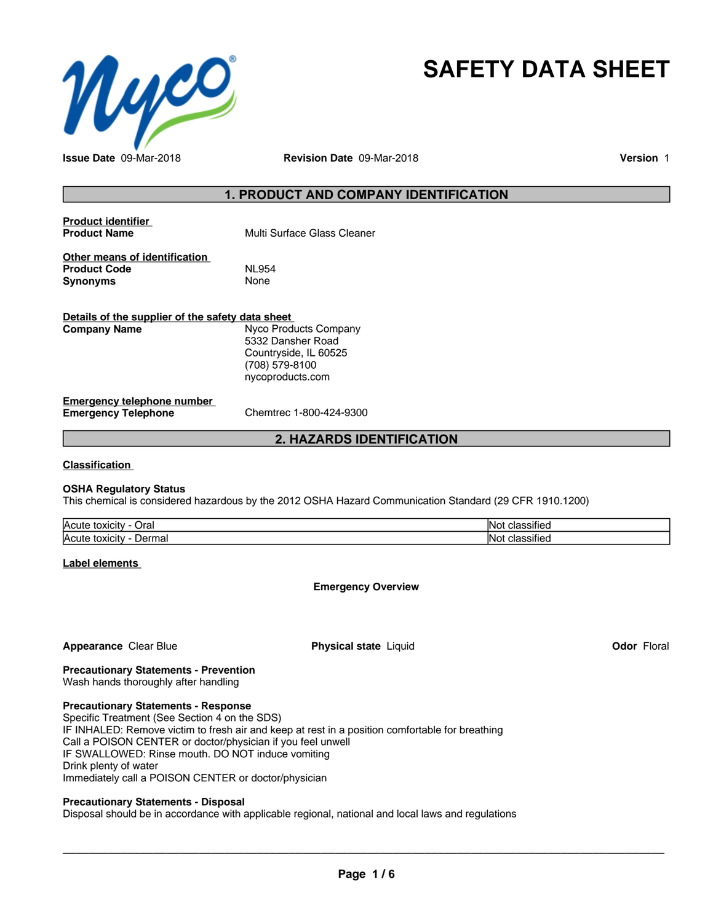# SAFETY DATA SHEET

**Issue Date** 09-Mar-2018 **Revision Date** 09-Mar-2018 **Version** 1

## 1. PRODUCT AND COMPANY IDENTIFICATION

**Product identifier**

**Product Name** Multi Surface Glass Cleaner

**Other means of identification**

**Product Code** NL954

**Synonyms** None

**Details of the supplier of the safety data sheet**

**Company Name** Nyco Products Company
5332 Dansher Road
Countryside, IL 60525
(708) 579-8100
nycoproducts.com

**Emergency telephone number**

**Emergency Telephone** Chemtrec 1-800-424-9300

## 2. HAZARDS IDENTIFICATION

**Classification**

**OSHA Regulatory Status**
This chemical is considered hazardous by the 2012 OSHA Hazard Communication Standard (29 CFR 1910.1200)

| | |
|---|---|
| Acute toxicity - Oral | Not classified |
| Acute toxicity - Dermal | Not classified |

**Label elements**

**Emergency Overview**

**Appearance** Clear Blue **Physical state** Liquid **Odor** Floral

**Precautionary Statements - Prevention**
Wash hands thoroughly after handling

**Precautionary Statements - Response**
Specific Treatment (See Section 4 on the SDS)
IF INHALED: Remove victim to fresh air and keep at rest in a position comfortable for breathing
Call a POISON CENTER or doctor/physician if you feel unwell
IF SWALLOWED: Rinse mouth. DO NOT induce vomiting
Drink plenty of water
Immediately call a POISON CENTER or doctor/physician

**Precautionary Statements - Disposal**
Disposal should be in accordance with applicable regional, national and local laws and regulations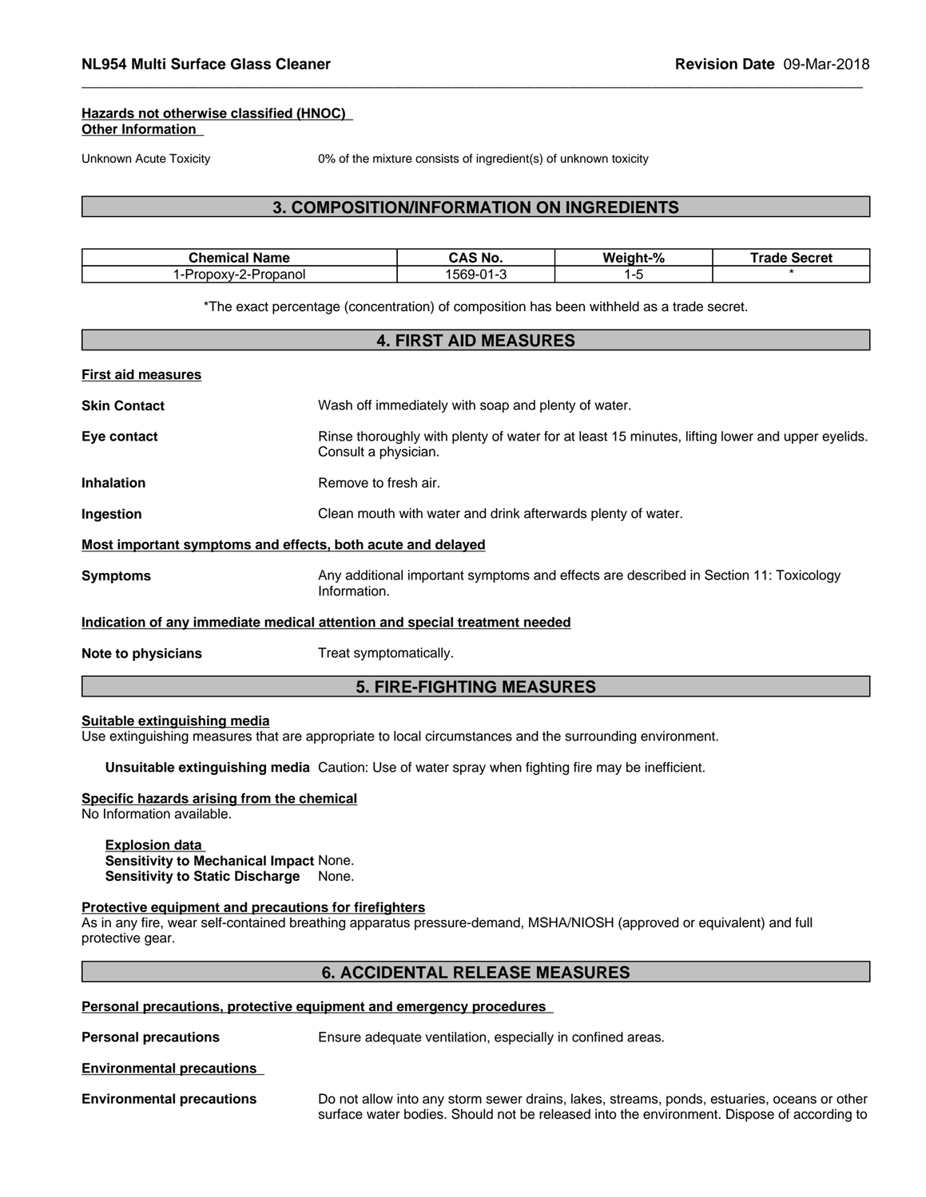**Hazards not otherwise classified (HNOC)**
**Other Information**

Unknown Acute Toxicity — 0% of the mixture consists of ingredient(s) of unknown toxicity

## 3. COMPOSITION/INFORMATION ON INGREDIENTS

| Chemical Name | CAS No. | Weight-% | Trade Secret |
|---|---|---|---|
| 1-Propoxy-2-Propanol | 1569-01-3 | 1-5 | * |

*The exact percentage (concentration) of composition has been withheld as a trade secret.

## 4. FIRST AID MEASURES

**First aid measures**

**Skin Contact** — Wash off immediately with soap and plenty of water.

**Eye contact** — Rinse thoroughly with plenty of water for at least 15 minutes, lifting lower and upper eyelids. Consult a physician.

**Inhalation** — Remove to fresh air.

**Ingestion** — Clean mouth with water and drink afterwards plenty of water.

**Most important symptoms and effects, both acute and delayed**

**Symptoms** — Any additional important symptoms and effects are described in Section 11: Toxicology Information.

**Indication of any immediate medical attention and special treatment needed**

**Note to physicians** — Treat symptomatically.

## 5. FIRE-FIGHTING MEASURES

**Suitable extinguishing media**
Use extinguishing measures that are appropriate to local circumstances and the surrounding environment.

**Unsuitable extinguishing media** Caution: Use of water spray when fighting fire may be inefficient.

**Specific hazards arising from the chemical**
No Information available.

**Explosion data**
**Sensitivity to Mechanical Impact** None.
**Sensitivity to Static Discharge** None.

**Protective equipment and precautions for firefighters**
As in any fire, wear self-contained breathing apparatus pressure-demand, MSHA/NIOSH (approved or equivalent) and full protective gear.

## 6. ACCIDENTAL RELEASE MEASURES

**Personal precautions, protective equipment and emergency procedures**

**Personal precautions** — Ensure adequate ventilation, especially in confined areas.

**Environmental precautions**

**Environmental precautions** — Do not allow into any storm sewer drains, lakes, streams, ponds, estuaries, oceans or other surface water bodies. Should not be released into the environment. Dispose of according to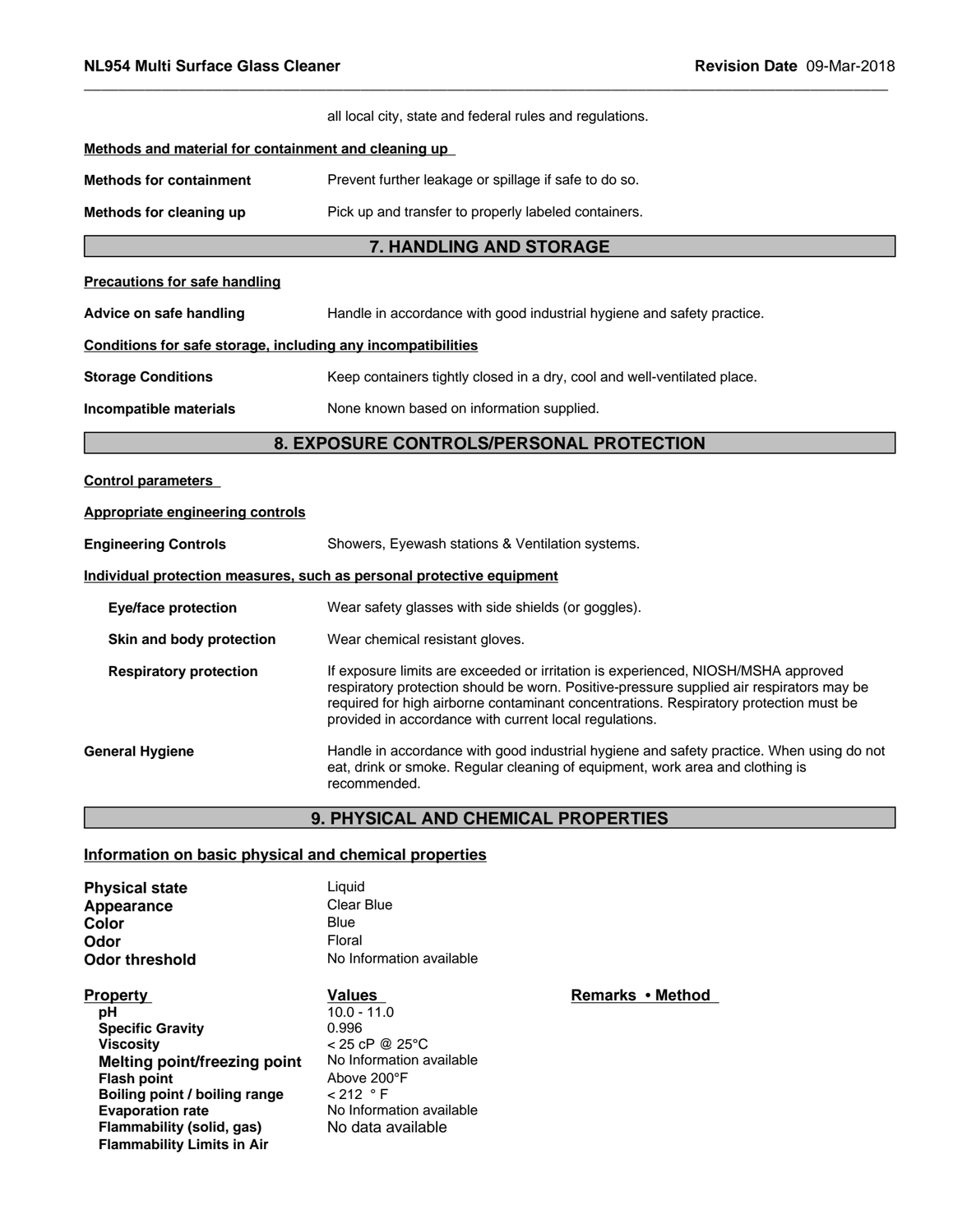all local city, state and federal rules and regulations.

**Methods and material for containment and cleaning up**

**Methods for containment** Prevent further leakage or spillage if safe to do so.

**Methods for cleaning up** Pick up and transfer to properly labeled containers.

## 7. HANDLING AND STORAGE

**Precautions for safe handling**

**Advice on safe handling** Handle in accordance with good industrial hygiene and safety practice.

**Conditions for safe storage, including any incompatibilities**

**Storage Conditions** Keep containers tightly closed in a dry, cool and well-ventilated place.

**Incompatible materials** None known based on information supplied.

## 8. EXPOSURE CONTROLS/PERSONAL PROTECTION

**Control parameters**

**Appropriate engineering controls**

**Engineering Controls** Showers, Eyewash stations & Ventilation systems.

**Individual protection measures, such as personal protective equipment**

**Eye/face protection** Wear safety glasses with side shields (or goggles).

**Skin and body protection** Wear chemical resistant gloves.

**Respiratory protection** If exposure limits are exceeded or irritation is experienced, NIOSH/MSHA approved respiratory protection should be worn. Positive-pressure supplied air respirators may be required for high airborne contaminant concentrations. Respiratory protection must be provided in accordance with current local regulations.

**General Hygiene** Handle in accordance with good industrial hygiene and safety practice. When using do not eat, drink or smoke. Regular cleaning of equipment, work area and clothing is recommended.

## 9. PHYSICAL AND CHEMICAL PROPERTIES

**Information on basic physical and chemical properties**

**Physical state** Liquid
**Appearance** Clear Blue
**Color** Blue
**Odor** Floral
**Odor threshold** No Information available

| Property | Values | Remarks • Method |
|---|---|---|
| pH | 10.0 - 11.0 | |
| Specific Gravity | 0.996 | |
| Viscosity | < 25 cP @ 25°C | |
| Melting point/freezing point | No Information available | |
| Flash point | Above 200°F | |
| Boiling point / boiling range | < 212 °F | |
| Evaporation rate | No Information available | |
| Flammability (solid, gas) | No data available | |
| Flammability Limits in Air | | |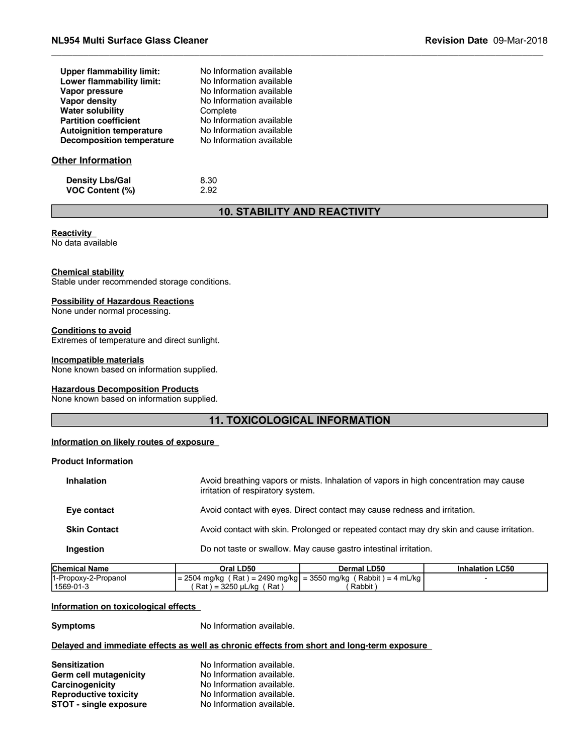| | |
|---|---|
| **Upper flammability limit:** | No Information available |
| **Lower flammability limit:** | No Information available |
| **Vapor pressure** | No Information available |
| **Vapor density** | No Information available |
| **Water solubility** | Complete |
| **Partition coefficient** | No Information available |
| **Autoignition temperature** | No Information available |
| **Decomposition temperature** | No Information available |

### Other Information

| | |
|---|---|
| **Density Lbs/Gal** | 8.30 |
| **VOC Content (%)** | 2.92 |

## 10. STABILITY AND REACTIVITY

**Reactivity**
No data available

**Chemical stability**
Stable under recommended storage conditions.

**Possibility of Hazardous Reactions**
None under normal processing.

**Conditions to avoid**
Extremes of temperature and direct sunlight.

**Incompatible materials**
None known based on information supplied.

**Hazardous Decomposition Products**
None known based on information supplied.

## 11. TOXICOLOGICAL INFORMATION

**Information on likely routes of exposure**

**Product Information**

| | |
|---|---|
| **Inhalation** | Avoid breathing vapors or mists. Inhalation of vapors in high concentration may cause irritation of respiratory system. |
| **Eye contact** | Avoid contact with eyes. Direct contact may cause redness and irritation. |
| **Skin Contact** | Avoid contact with skin. Prolonged or repeated contact may dry skin and cause irritation. |
| **Ingestion** | Do not taste or swallow. May cause gastro intestinal irritation. |

| Chemical Name | Oral LD50 | Dermal LD50 | Inhalation LC50 |
|---|---|---|---|
| 1-Propoxy-2-Propanol 1569-01-3 | = 2504 mg/kg ( Rat ) = 2490 mg/kg ( Rat ) = 3250 µL/kg ( Rat ) | = 3550 mg/kg ( Rabbit ) = 4 mL/kg ( Rabbit ) | - |

**Information on toxicological effects**

| | |
|---|---|
| **Symptoms** | No Information available. |

**Delayed and immediate effects as well as chronic effects from short and long-term exposure**

| | |
|---|---|
| **Sensitization** | No Information available. |
| **Germ cell mutagenicity** | No Information available. |
| **Carcinogenicity** | No Information available. |
| **Reproductive toxicity** | No Information available. |
| **STOT - single exposure** | No Information available. |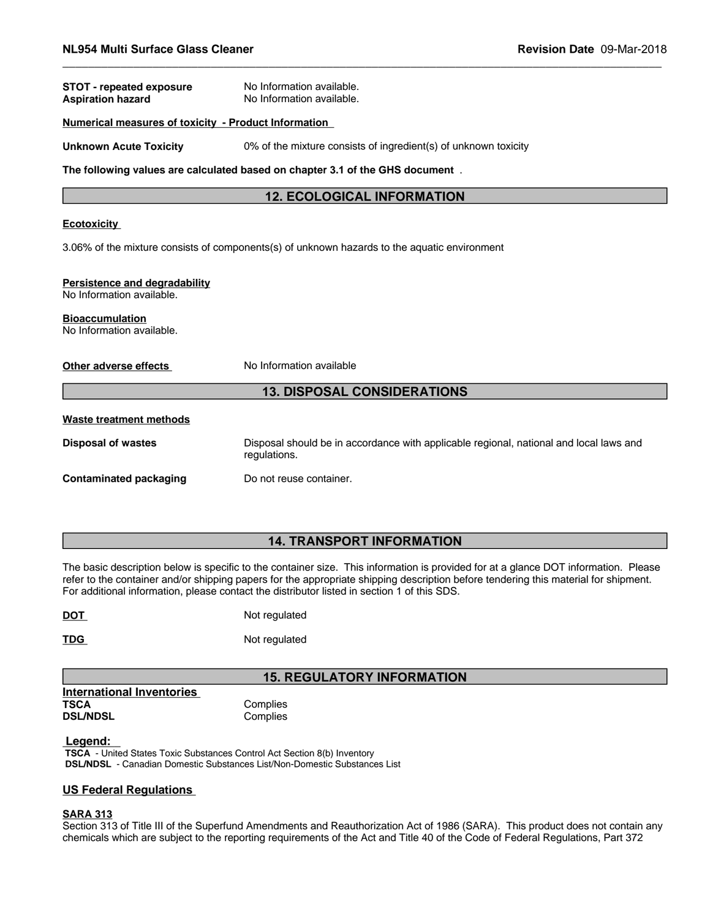**STOT - repeated exposure** No Information available.
**Aspiration hazard** No Information available.

**Numerical measures of toxicity - Product Information**

**Unknown Acute Toxicity** 0% of the mixture consists of ingredient(s) of unknown toxicity

**The following values are calculated based on chapter 3.1 of the GHS document** .

## 12. ECOLOGICAL INFORMATION

**Ecotoxicity**

3.06% of the mixture consists of components(s) of unknown hazards to the aquatic environment

**Persistence and degradability**
No Information available.

**Bioaccumulation**
No Information available.

**Other adverse effects** No Information available

## 13. DISPOSAL CONSIDERATIONS

**Waste treatment methods**

**Disposal of wastes** Disposal should be in accordance with applicable regional, national and local laws and regulations.

**Contaminated packaging** Do not reuse container.

## 14. TRANSPORT INFORMATION

The basic description below is specific to the container size. This information is provided for at a glance DOT information. Please refer to the container and/or shipping papers for the appropriate shipping description before tendering this material for shipment. For additional information, please contact the distributor listed in section 1 of this SDS.

**DOT** Not regulated

**TDG** Not regulated

## 15. REGULATORY INFORMATION

**International Inventories**
**TSCA** Complies
**DSL/NDSL** Complies

**Legend:**
**TSCA** - United States Toxic Substances Control Act Section 8(b) Inventory
**DSL/NDSL** - Canadian Domestic Substances List/Non-Domestic Substances List

**US Federal Regulations**

**SARA 313**
Section 313 of Title III of the Superfund Amendments and Reauthorization Act of 1986 (SARA). This product does not contain any chemicals which are subject to the reporting requirements of the Act and Title 40 of the Code of Federal Regulations, Part 372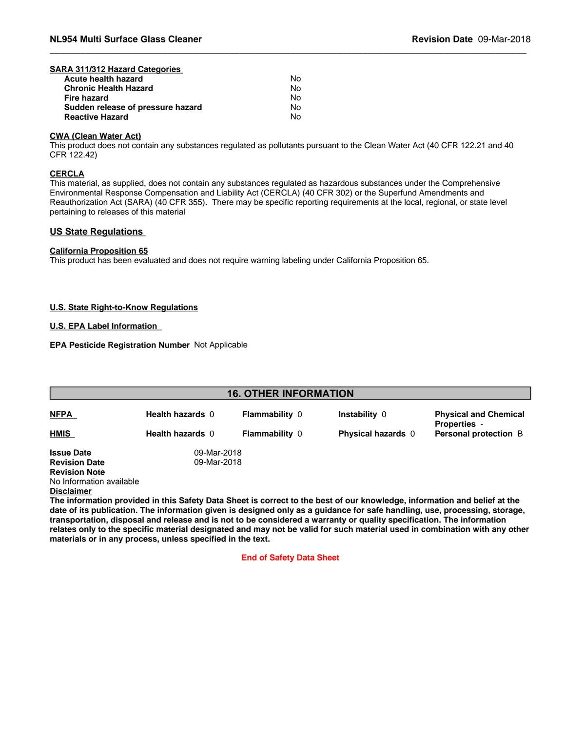**SARA 311/312 Hazard Categories**

| | |
|---|---|
| **Acute health hazard** | No |
| **Chronic Health Hazard** | No |
| **Fire hazard** | No |
| **Sudden release of pressure hazard** | No |
| **Reactive Hazard** | No |

**CWA (Clean Water Act)**

This product does not contain any substances regulated as pollutants pursuant to the Clean Water Act (40 CFR 122.21 and 40 CFR 122.42)

**CERCLA**

This material, as supplied, does not contain any substances regulated as hazardous substances under the Comprehensive Environmental Response Compensation and Liability Act (CERCLA) (40 CFR 302) or the Superfund Amendments and Reauthorization Act (SARA) (40 CFR 355). There may be specific reporting requirements at the local, regional, or state level pertaining to releases of this material

## US State Regulations

**California Proposition 65**

This product has been evaluated and does not require warning labeling under California Proposition 65.

**U.S. State Right-to-Know Regulations**

**U.S. EPA Label Information**

**EPA Pesticide Registration Number** Not Applicable

## 16. OTHER INFORMATION

| | | | | |
|---|---|---|---|---|
| **NFPA** | **Health hazards** 0 | **Flammability** 0 | **Instability** 0 | **Physical and Chemical Properties** - |
| **HMIS** | **Health hazards** 0 | **Flammability** 0 | **Physical hazards** 0 | **Personal protection** B |

| | |
|---|---|
| **Issue Date** | 09-Mar-2018 |
| **Revision Date** | 09-Mar-2018 |

**Revision Note**

No Information available

**Disclaimer**

**The information provided in this Safety Data Sheet is correct to the best of our knowledge, information and belief at the date of its publication. The information given is designed only as a guidance for safe handling, use, processing, storage, transportation, disposal and release and is not to be considered a warranty or quality specification. The information relates only to the specific material designated and may not be valid for such material used in combination with any other materials or in any process, unless specified in the text.**

**End of Safety Data Sheet**